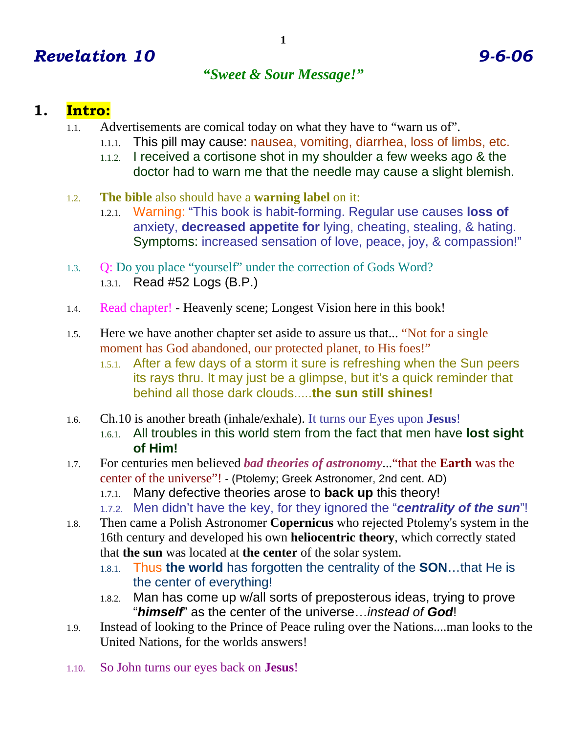# *Revelation 10* *9-6-06*

## *"Sweet & Sour Message!"*

## 1. Intro:

1.1. Advertisements are comical today on what they have to "warn us of".

1.1.1. This pill may cause: nausea, vomiting, diarrhea, loss of limbs, etc.

1.1.2. I received a cortisone shot in my shoulder a few weeks ago & the doctor had to warn me that the needle may cause a slight blemish.

1.2. **The bible** also should have a **warning label** on it:

1.2.1. Warning: "This book is habit-forming. Regular use causes **loss of** anxiety, **decreased appetite for** lying, cheating, stealing, & hating. Symptoms: increased sensation of love, peace, joy, & compassion!"

1.3. Q: Do you place "yourself" under the correction of Gods Word?

1.3.1. Read #52 Logs (B.P.)

1.4. Read chapter! - Heavenly scene; Longest Vision here in this book!

1.5. Here we have another chapter set aside to assure us that... "Not for a single moment has God abandoned, our protected planet, to His foes!"

1.5.1. After a few days of a storm it sure is refreshing when the Sun peers its rays thru. It may just be a glimpse, but it's a quick reminder that behind all those dark clouds.....**the sun still shines!**

1.6. Ch.10 is another breath (inhale/exhale). It turns our Eyes upon **Jesus**!

1.6.1. All troubles in this world stem from the fact that men have **lost sight of Him!**

1.7. For centuries men believed ***bad theories of astronomy***..."that the **Earth** was the center of the universe"! - (Ptolemy; Greek Astronomer, 2nd cent. AD)

1.7.1. Many defective theories arose to **back up** this theory!

1.7.2. Men didn't have the key, for they ignored the "***centrality of the sun***"!

1.8. Then came a Polish Astronomer **Copernicus** who rejected Ptolemy's system in the 16th century and developed his own **heliocentric theory**, which correctly stated that **the sun** was located at **the center** of the solar system.

1.8.1. Thus **the world** has forgotten the centrality of the **SON**…that He is the center of everything!

1.8.2. Man has come up w/all sorts of preposterous ideas, trying to prove "***himself***" as the center of the universe…*instead of **God***!

1.9. Instead of looking to the Prince of Peace ruling over the Nations....man looks to the United Nations, for the worlds answers!

1.10. So John turns our eyes back on **Jesus**!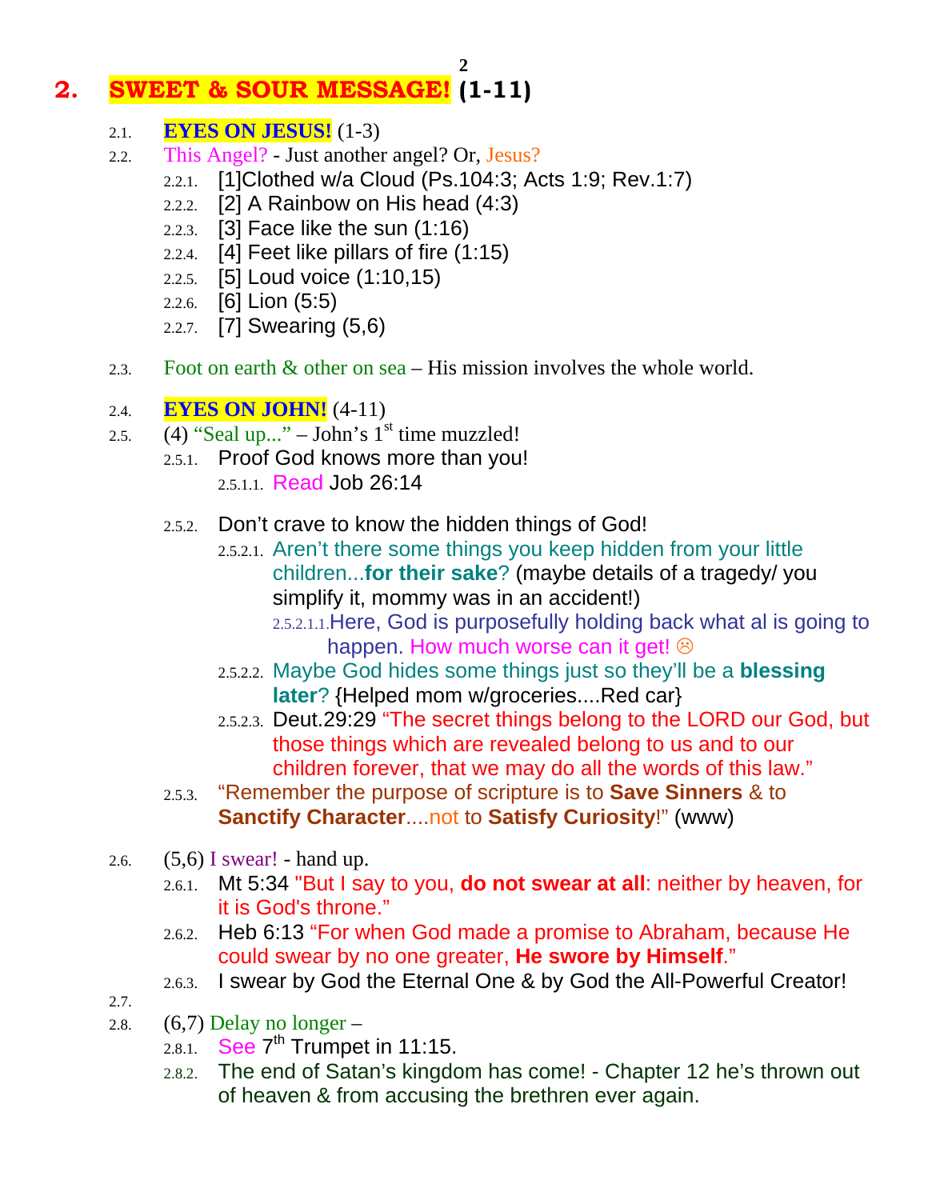# 2. SWEET & SOUR MESSAGE! (1-11)

- 2.1. **EYES ON JESUS!** (1-3)
- 2.2. This Angel? - Just another angel? Or, Jesus?
  - 2.2.1. [1]Clothed w/a Cloud (Ps.104:3; Acts 1:9; Rev.1:7)
  - 2.2.2. [2] A Rainbow on His head (4:3)
  - 2.2.3. [3] Face like the sun (1:16)
  - 2.2.4. [4] Feet like pillars of fire (1:15)
  - 2.2.5. [5] Loud voice (1:10,15)
  - 2.2.6. [6] Lion (5:5)
  - 2.2.7. [7] Swearing (5,6)
- 2.3. Foot on earth & other on sea – His mission involves the whole world.
- 2.4. **EYES ON JOHN!** (4-11)
- 2.5. (4) "Seal up..." – John's 1st time muzzled!
  - 2.5.1. Proof God knows more than you!
    - 2.5.1.1. Read Job 26:14
  - 2.5.2. Don't crave to know the hidden things of God!
    - 2.5.2.1. Aren't there some things you keep hidden from your little children...**for their sake**? (maybe details of a tragedy/ you simplify it, mommy was in an accident!)
      - 2.5.2.1.1. Here, God is purposefully holding back what al is going to happen. How much worse can it get! ☹
    - 2.5.2.2. Maybe God hides some things just so they'll be a **blessing later**? {Helped mom w/groceries....Red car}
    - 2.5.2.3. Deut.29:29 "The secret things belong to the LORD our God, but those things which are revealed belong to us and to our children forever, that we may do all the words of this law."
  - 2.5.3. "Remember the purpose of scripture is to **Save Sinners** & to **Sanctify Character**....not to **Satisfy Curiosity**!" (www)
- 2.6. (5,6) I swear! - hand up.
  - 2.6.1. Mt 5:34 "But I say to you, **do not swear at all**: neither by heaven, for it is God's throne."
  - 2.6.2. Heb 6:13 "For when God made a promise to Abraham, because He could swear by no one greater, **He swore by Himself**."
  - 2.6.3. I swear by God the Eternal One & by God the All-Powerful Creator!
- 2.7.
- 2.8. (6,7) Delay no longer –
  - 2.8.1. See 7th Trumpet in 11:15.
  - 2.8.2. The end of Satan's kingdom has come! - Chapter 12 he's thrown out of heaven & from accusing the brethren ever again.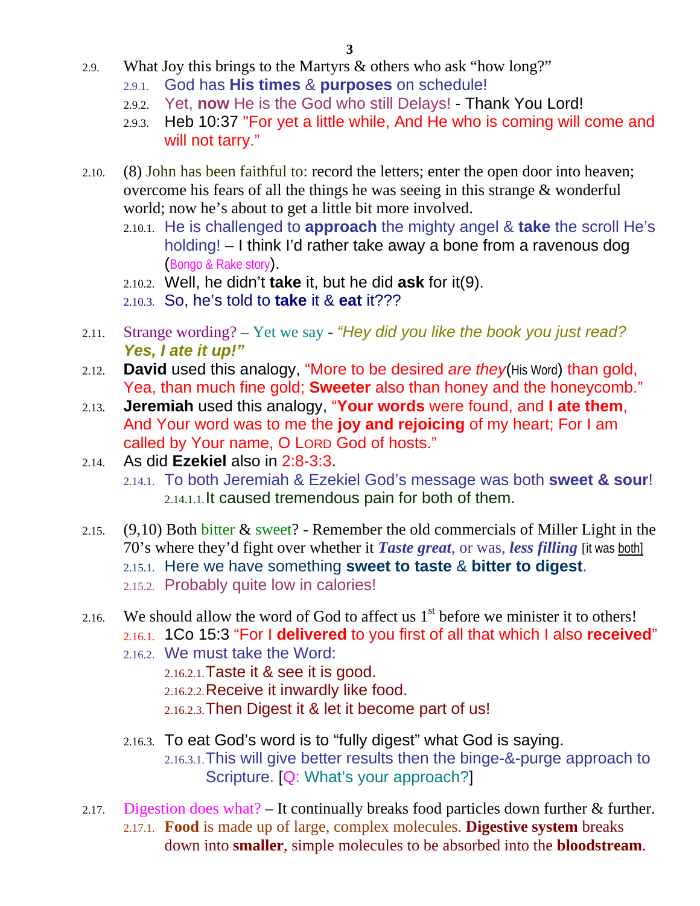2.9. What Joy this brings to the Martyrs & others who ask "how long?"

- 2.9.1. God has **His times** & **purposes** on schedule!
- 2.9.2. Yet, **now** He is the God who still Delays! - Thank You Lord!
- 2.9.3. Heb 10:37 "For yet a little while, And He who is coming will come and will not tarry."

2.10. (8) John has been faithful to: record the letters; enter the open door into heaven; overcome his fears of all the things he was seeing in this strange & wonderful world; now he's about to get a little bit more involved.

- 2.10.1. He is challenged to **approach** the mighty angel & **take** the scroll He's holding! – I think I'd rather take away a bone from a ravenous dog (Bongo & Rake story).
- 2.10.2. Well, he didn't **take** it, but he did **ask** for it(9).
- 2.10.3. So, he's told to **take** it & **eat** it???

2.11. Strange wording? – Yet we say - *"Hey did you like the book you just read? **Yes, I ate it up!"***

2.12. **David** used this analogy, "More to be desired *are they*(His Word) than gold, Yea, than much fine gold; **Sweeter** also than honey and the honeycomb."

2.13. **Jeremiah** used this analogy, "**Your words** were found, and **I ate them**, And Your word was to me the **joy and rejoicing** of my heart; For I am called by Your name, O LORD God of hosts."

2.14. As did **Ezekiel** also in 2:8-3:3.

- 2.14.1. To both Jeremiah & Ezekiel God's message was both **sweet & sour**!
  - 2.14.1.1. It caused tremendous pain for both of them.

2.15. (9,10) Both bitter & sweet? - Remember the old commercials of Miller Light in the 70's where they'd fight over whether it ***Taste great***, or was, ***less filling*** [it was both]

- 2.15.1. Here we have something **sweet to taste** & **bitter to digest**.
- 2.15.2. Probably quite low in calories!

2.16. We should allow the word of God to affect us 1st before we minister it to others!

- 2.16.1. 1Co 15:3 "For I **delivered** to you first of all that which I also **received**"
- 2.16.2. We must take the Word:
  - 2.16.2.1. Taste it & see it is good.
  - 2.16.2.2. Receive it inwardly like food.
  - 2.16.2.3. Then Digest it & let it become part of us!
- 2.16.3. To eat God's word is to "fully digest" what God is saying.
  - 2.16.3.1. This will give better results then the binge-&-purge approach to Scripture. [Q: What's your approach?]

2.17. Digestion does what? – It continually breaks food particles down further & further.

- 2.17.1. **Food** is made up of large, complex molecules. **Digestive system** breaks down into **smaller**, simple molecules to be absorbed into the **bloodstream**.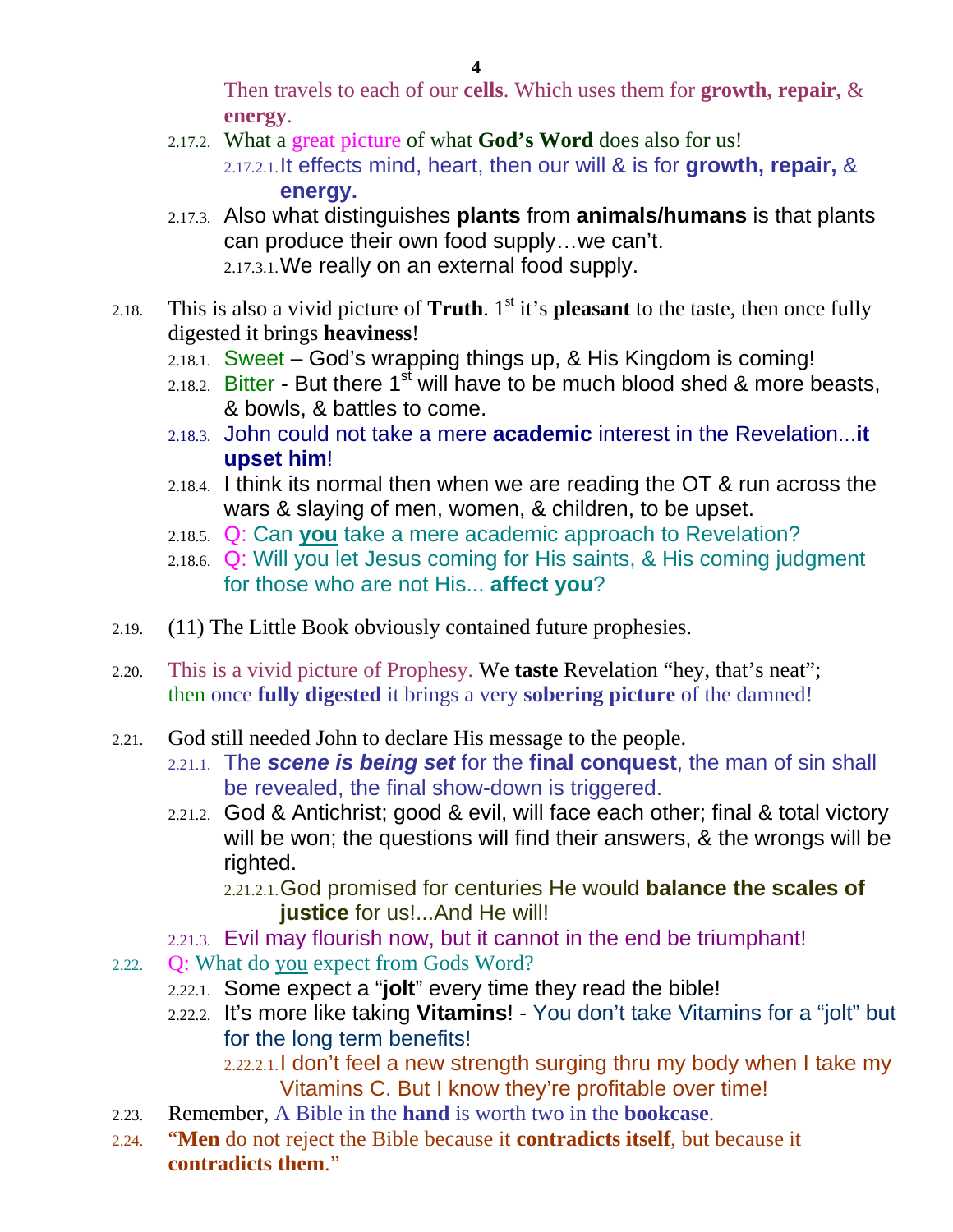Then travels to each of our **cells**. Which uses them for **growth, repair,** & **energy**.

- 2.17.2. What a great picture of what **God's Word** does also for us!
  - 2.17.2.1. It effects mind, heart, then our will & is for **growth, repair,** & **energy.**
- 2.17.3. Also what distinguishes **plants** from **animals/humans** is that plants can produce their own food supply…we can't.
  - 2.17.3.1. We really on an external food supply.

2.18. This is also a vivid picture of **Truth**. 1st it's **pleasant** to the taste, then once fully digested it brings **heaviness**!

- 2.18.1. Sweet – God's wrapping things up, & His Kingdom is coming!
- 2.18.2. Bitter - But there 1st will have to be much blood shed & more beasts, & bowls, & battles to come.
- 2.18.3. John could not take a mere **academic** interest in the Revelation...**it upset him**!
- 2.18.4. I think its normal then when we are reading the OT & run across the wars & slaying of men, women, & children, to be upset.
- 2.18.5. Q: Can **you** take a mere academic approach to Revelation?
- 2.18.6. Q: Will you let Jesus coming for His saints, & His coming judgment for those who are not His... **affect you**?

2.19. (11) The Little Book obviously contained future prophesies.

2.20. This is a vivid picture of Prophesy. We **taste** Revelation "hey, that's neat"; then once **fully digested** it brings a very **sobering picture** of the damned!

2.21. God still needed John to declare His message to the people.

- 2.21.1. The ***scene is being set*** for the **final conquest**, the man of sin shall be revealed, the final show-down is triggered.
- 2.21.2. God & Antichrist; good & evil, will face each other; final & total victory will be won; the questions will find their answers, & the wrongs will be righted.
  - 2.21.2.1. God promised for centuries He would **balance the scales of justice** for us!...And He will!
- 2.21.3. Evil may flourish now, but it cannot in the end be triumphant!

2.22. Q: What do you expect from Gods Word?

- 2.22.1. Some expect a "**jolt**" every time they read the bible!
- 2.22.2. It's more like taking **Vitamins**! - You don't take Vitamins for a "jolt" but for the long term benefits!
  - 2.22.2.1. I don't feel a new strength surging thru my body when I take my Vitamins C. But I know they're profitable over time!

2.23. Remember, A Bible in the **hand** is worth two in the **bookcase**.

2.24. "**Men** do not reject the Bible because it **contradicts itself**, but because it **contradicts them**."